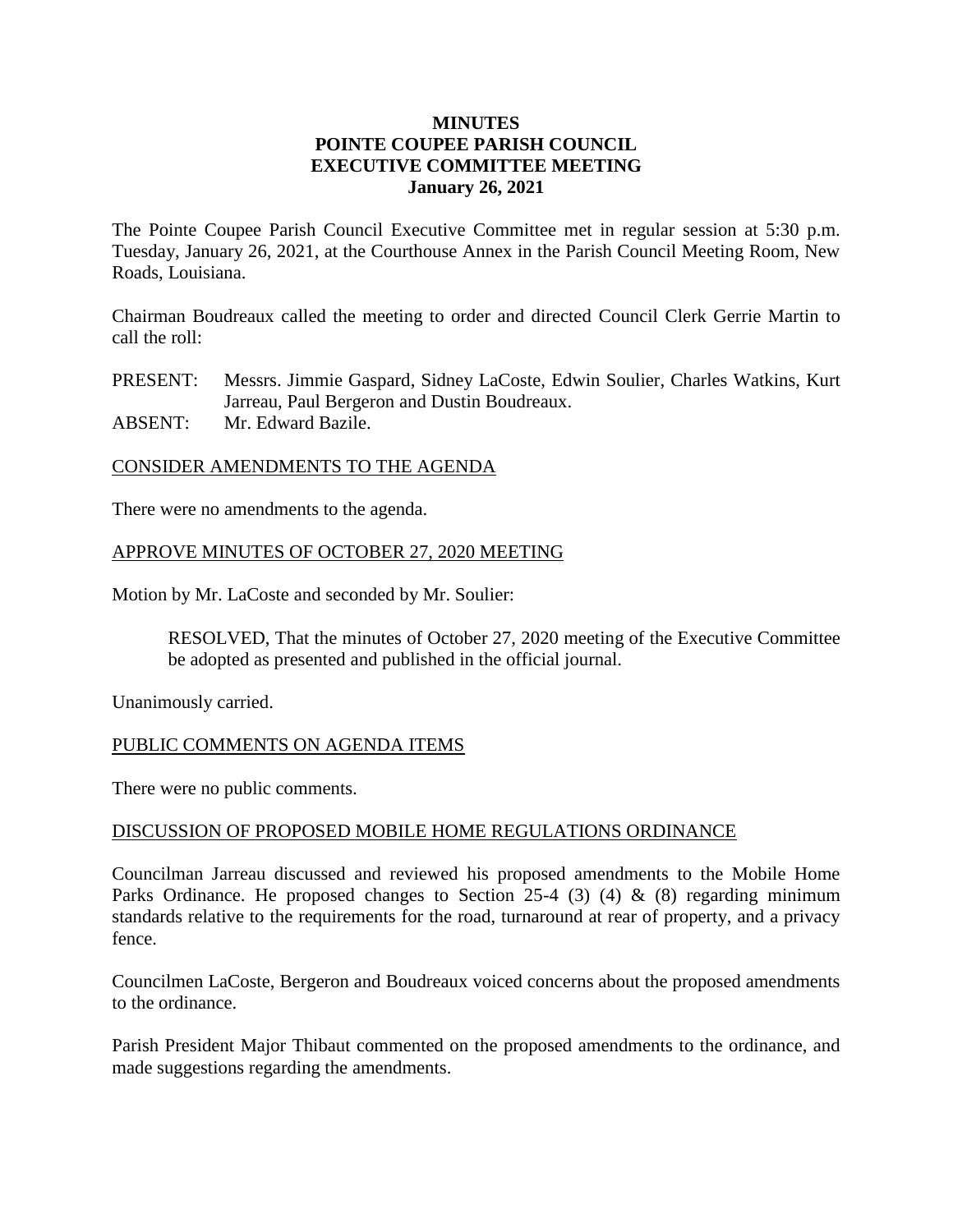**MINUTES**
**POINTE COUPEE PARISH COUNCIL**
**EXECUTIVE COMMITTEE MEETING**
**January 26, 2021**

The Pointe Coupee Parish Council Executive Committee met in regular session at 5:30 p.m. Tuesday, January 26, 2021, at the Courthouse Annex in the Parish Council Meeting Room, New Roads, Louisiana.

Chairman Boudreaux called the meeting to order and directed Council Clerk Gerrie Martin to call the roll:

PRESENT: Messrs. Jimmie Gaspard, Sidney LaCoste, Edwin Soulier, Charles Watkins, Kurt Jarreau, Paul Bergeron and Dustin Boudreaux.
ABSENT: Mr. Edward Bazile.

CONSIDER AMENDMENTS TO THE AGENDA

There were no amendments to the agenda.

APPROVE MINUTES OF OCTOBER 27, 2020 MEETING

Motion by Mr. LaCoste and seconded by Mr. Soulier:

> RESOLVED, That the minutes of October 27, 2020 meeting of the Executive Committee be adopted as presented and published in the official journal.

Unanimously carried.

PUBLIC COMMENTS ON AGENDA ITEMS

There were no public comments.

DISCUSSION OF PROPOSED MOBILE HOME REGULATIONS ORDINANCE

Councilman Jarreau discussed and reviewed his proposed amendments to the Mobile Home Parks Ordinance. He proposed changes to Section 25-4 (3) (4) & (8) regarding minimum standards relative to the requirements for the road, turnaround at rear of property, and a privacy fence.

Councilmen LaCoste, Bergeron and Boudreaux voiced concerns about the proposed amendments to the ordinance.

Parish President Major Thibaut commented on the proposed amendments to the ordinance, and made suggestions regarding the amendments.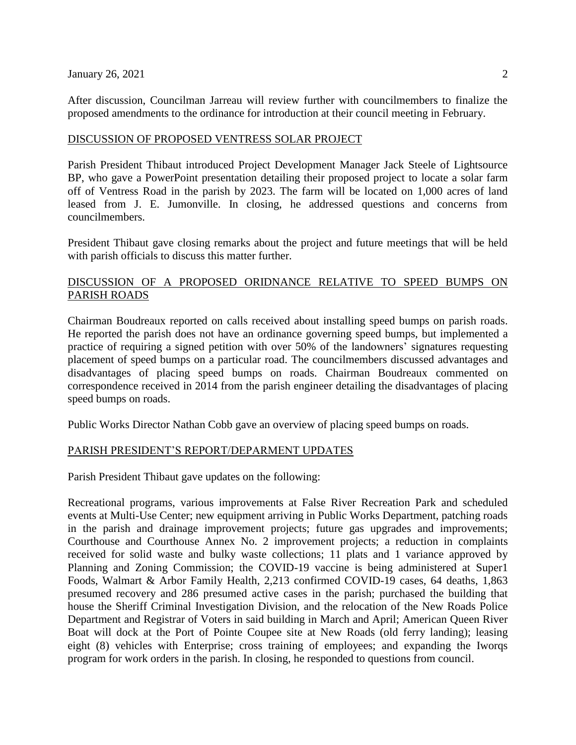After discussion, Councilman Jarreau will review further with councilmembers to finalize the proposed amendments to the ordinance for introduction at their council meeting in February.

## DISCUSSION OF PROPOSED VENTRESS SOLAR PROJECT

Parish President Thibaut introduced Project Development Manager Jack Steele of Lightsource BP, who gave a PowerPoint presentation detailing their proposed project to locate a solar farm off of Ventress Road in the parish by 2023. The farm will be located on 1,000 acres of land leased from J. E. Jumonville. In closing, he addressed questions and concerns from councilmembers.

President Thibaut gave closing remarks about the project and future meetings that will be held with parish officials to discuss this matter further.

## DISCUSSION OF A PROPOSED ORIDNANCE RELATIVE TO SPEED BUMPS ON PARISH ROADS

Chairman Boudreaux reported on calls received about installing speed bumps on parish roads. He reported the parish does not have an ordinance governing speed bumps, but implemented a practice of requiring a signed petition with over 50% of the landowners' signatures requesting placement of speed bumps on a particular road. The councilmembers discussed advantages and disadvantages of placing speed bumps on roads. Chairman Boudreaux commented on correspondence received in 2014 from the parish engineer detailing the disadvantages of placing speed bumps on roads.

Public Works Director Nathan Cobb gave an overview of placing speed bumps on roads.

## PARISH PRESIDENT'S REPORT/DEPARMENT UPDATES

Parish President Thibaut gave updates on the following:

Recreational programs, various improvements at False River Recreation Park and scheduled events at Multi-Use Center; new equipment arriving in Public Works Department, patching roads in the parish and drainage improvement projects; future gas upgrades and improvements; Courthouse and Courthouse Annex No. 2 improvement projects; a reduction in complaints received for solid waste and bulky waste collections; 11 plats and 1 variance approved by Planning and Zoning Commission; the COVID-19 vaccine is being administered at Super1 Foods, Walmart & Arbor Family Health, 2,213 confirmed COVID-19 cases, 64 deaths, 1,863 presumed recovery and 286 presumed active cases in the parish; purchased the building that house the Sheriff Criminal Investigation Division, and the relocation of the New Roads Police Department and Registrar of Voters in said building in March and April; American Queen River Boat will dock at the Port of Pointe Coupee site at New Roads (old ferry landing); leasing eight (8) vehicles with Enterprise; cross training of employees; and expanding the Iworqs program for work orders in the parish. In closing, he responded to questions from council.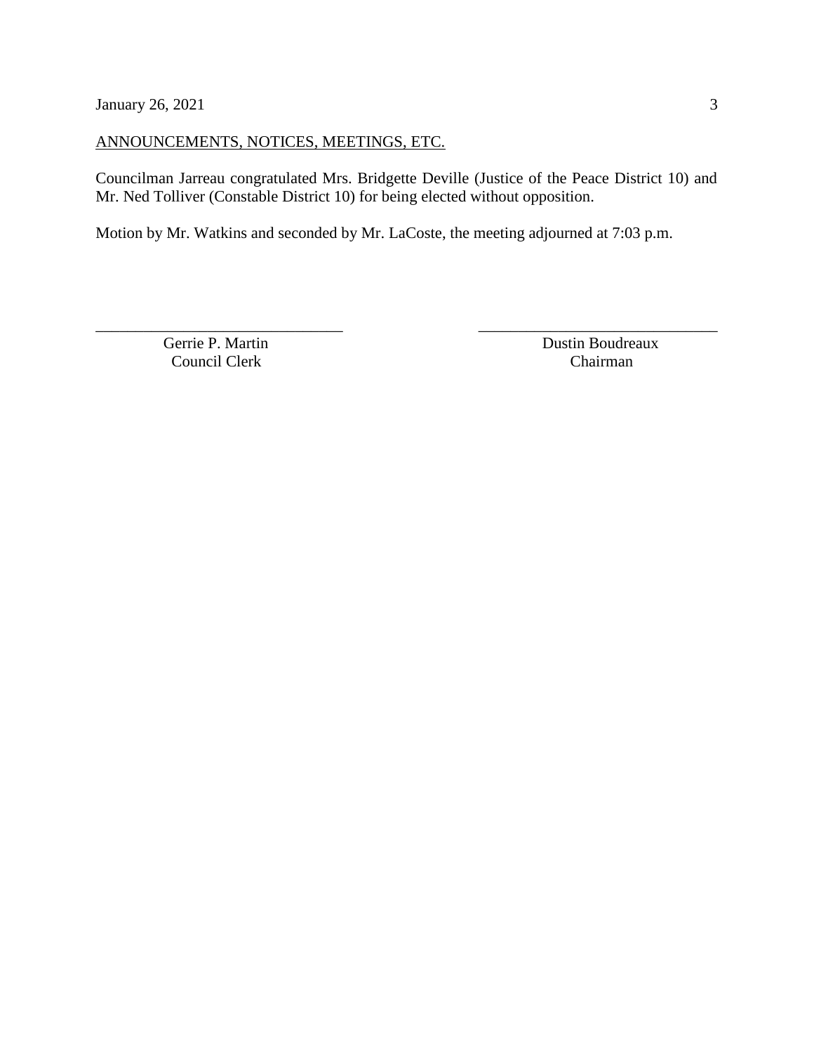## ANNOUNCEMENTS, NOTICES, MEETINGS, ETC.

Councilman Jarreau congratulated Mrs. Bridgette Deville (Justice of the Peace District 10) and Mr. Ned Tolliver (Constable District 10) for being elected without opposition.

Motion by Mr. Watkins and seconded by Mr. LaCoste, the meeting adjourned at 7:03 p.m.

| | |
|---|---|
| \_\_\_\_\_\_\_\_\_\_\_\_\_\_\_\_\_\_\_\_\_\_\_\_\_\_\_\_\_\_ | \_\_\_\_\_\_\_\_\_\_\_\_\_\_\_\_\_\_\_\_\_\_\_\_\_\_\_\_\_\_ |
| Gerrie P. Martin | Dustin Boudreaux |
| Council Clerk | Chairman |